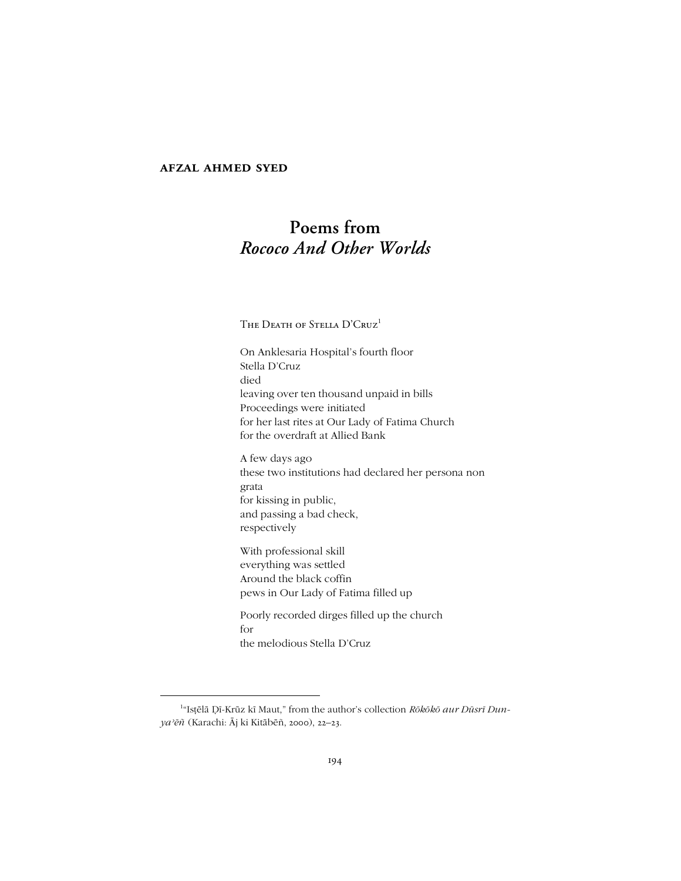**AFZAL AHMED SYED**

# Poems from *Rococo And Other Worlds*

## The Death of Stella D'Cruz[1]

On Anklesaria Hospital's fourth floor  
Stella D'Cruz  
died  
leaving over ten thousand unpaid in bills  
Proceedings were initiated  
for her last rites at Our Lady of Fatima Church  
for the overdraft at Allied Bank

A few days ago  
these two institutions had declared her persona non grata  
for kissing in public,  
and passing a bad check,  
respectively

With professional skill  
everything was settled  
Around the black coffin  
pews in Our Lady of Fatima filled up

Poorly recorded dirges filled up the church  
for  
the melodious Stella D'Cruz

---

[1] "Isṭēlā Ḍī-Krūz kī Maut," from the author's collection *Rōkōkō aur Dūsrī Dunya'ēñ* (Karachi: Āj ki Kitābēñ, 2000), 22–23.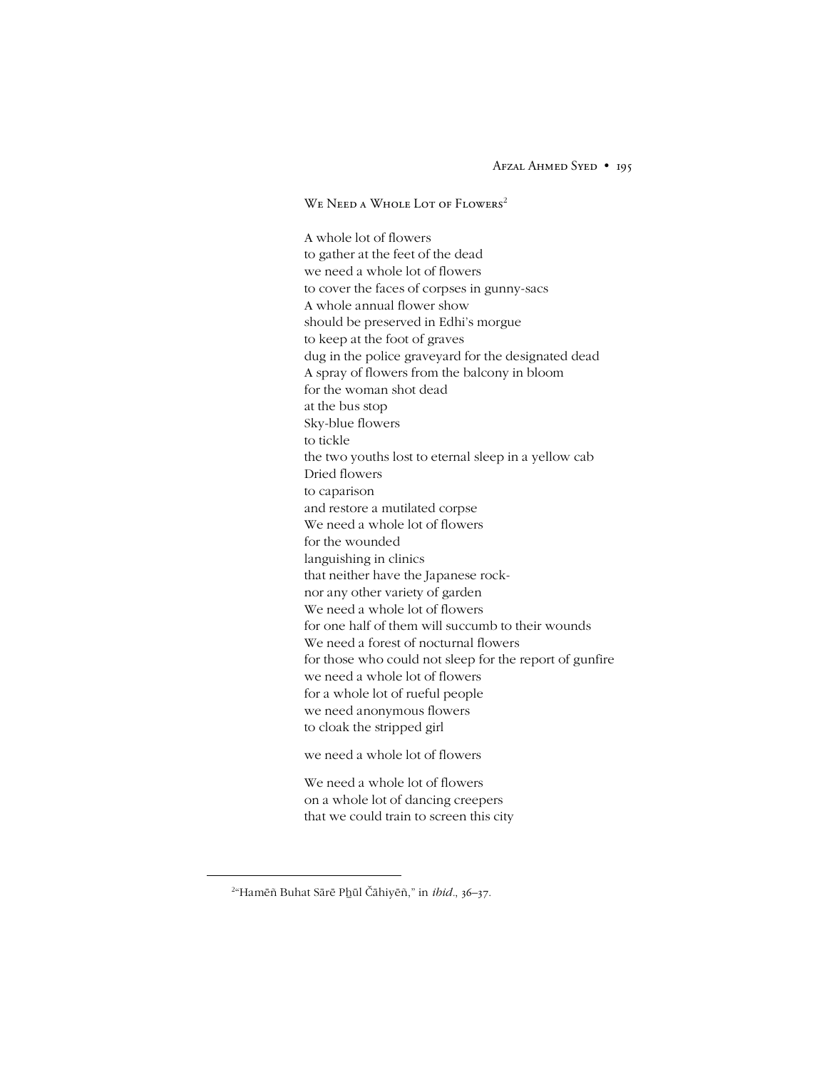## We Need a Whole Lot of Flowers[2]

A whole lot of flowers
to gather at the feet of the dead
we need a whole lot of flowers
to cover the faces of corpses in gunny-sacs
A whole annual flower show
should be preserved in Edhi's morgue
to keep at the foot of graves
dug in the police graveyard for the designated dead
A spray of flowers from the balcony in bloom
for the woman shot dead
at the bus stop
Sky-blue flowers
to tickle
the two youths lost to eternal sleep in a yellow cab
Dried flowers
to caparison
and restore a mutilated corpse
We need a whole lot of flowers
for the wounded
languishing in clinics
that neither have the Japanese rock-
nor any other variety of garden
We need a whole lot of flowers
for one half of them will succumb to their wounds
We need a forest of nocturnal flowers
for those who could not sleep for the report of gunfire
we need a whole lot of flowers
for a whole lot of rueful people
we need anonymous flowers
to cloak the stripped girl

we need a whole lot of flowers

We need a whole lot of flowers
on a whole lot of dancing creepers
that we could train to screen this city

---

[2] "Hamēñ Buhat Sārē P̱hūl Čāhiyēñ," in *ibid.*, 36–37.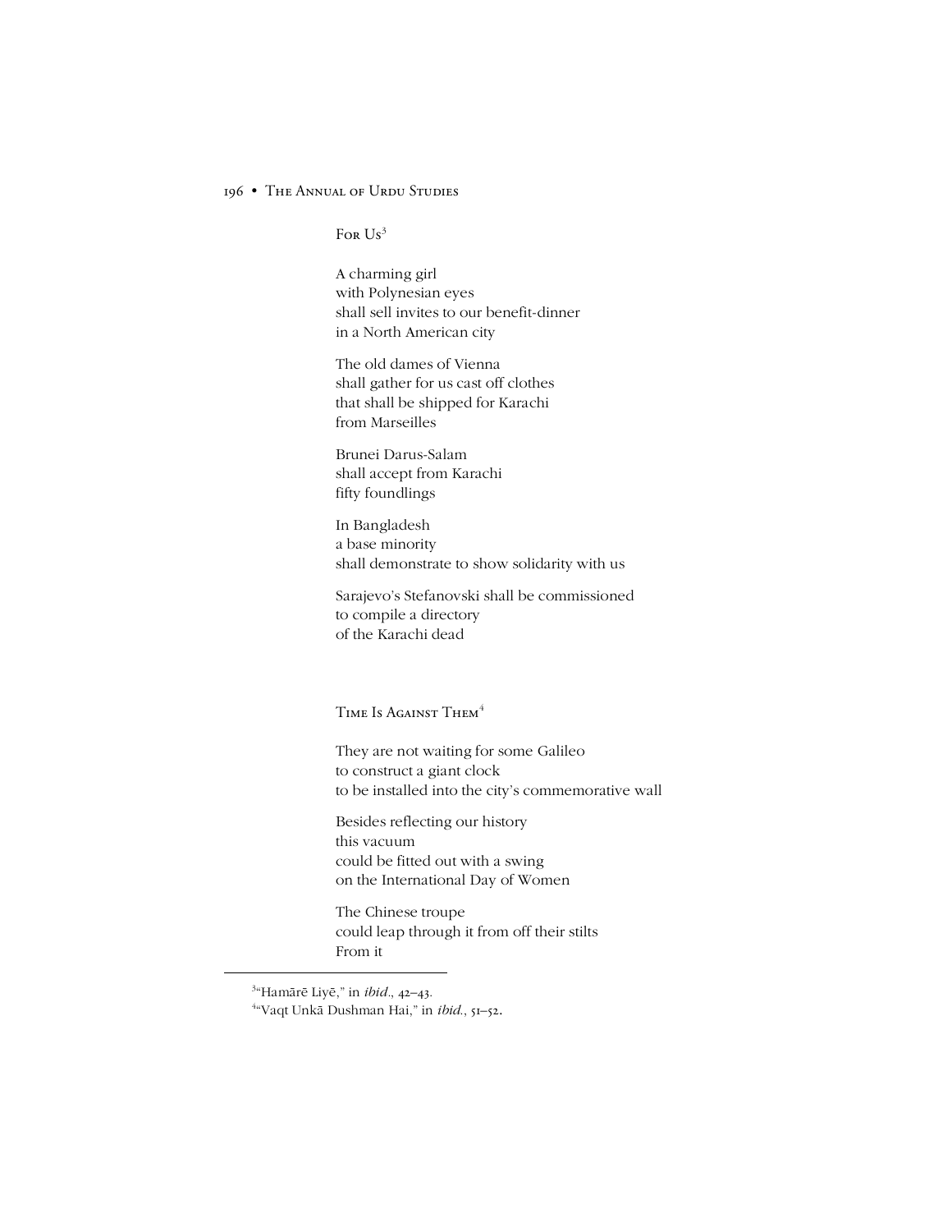## For Us[3]

A charming girl  
with Polynesian eyes  
shall sell invites to our benefit-dinner  
in a North American city

The old dames of Vienna  
shall gather for us cast off clothes  
that shall be shipped for Karachi  
from Marseilles

Brunei Darus-Salam  
shall accept from Karachi  
fifty foundlings

In Bangladesh  
a base minority  
shall demonstrate to show solidarity with us

Sarajevo's Stefanovski shall be commissioned  
to compile a directory  
of the Karachi dead

## Time Is Against Them[4]

They are not waiting for some Galileo  
to construct a giant clock  
to be installed into the city's commemorative wall

Besides reflecting our history  
this vacuum  
could be fitted out with a swing  
on the International Day of Women

The Chinese troupe  
could leap through it from off their stilts  
From it

---

[3] "Hamārē Liyē," in *ibid.*, 42–43.

[4] "Vaqt Unkā Dushman Hai," in *ibid.*, 51–52.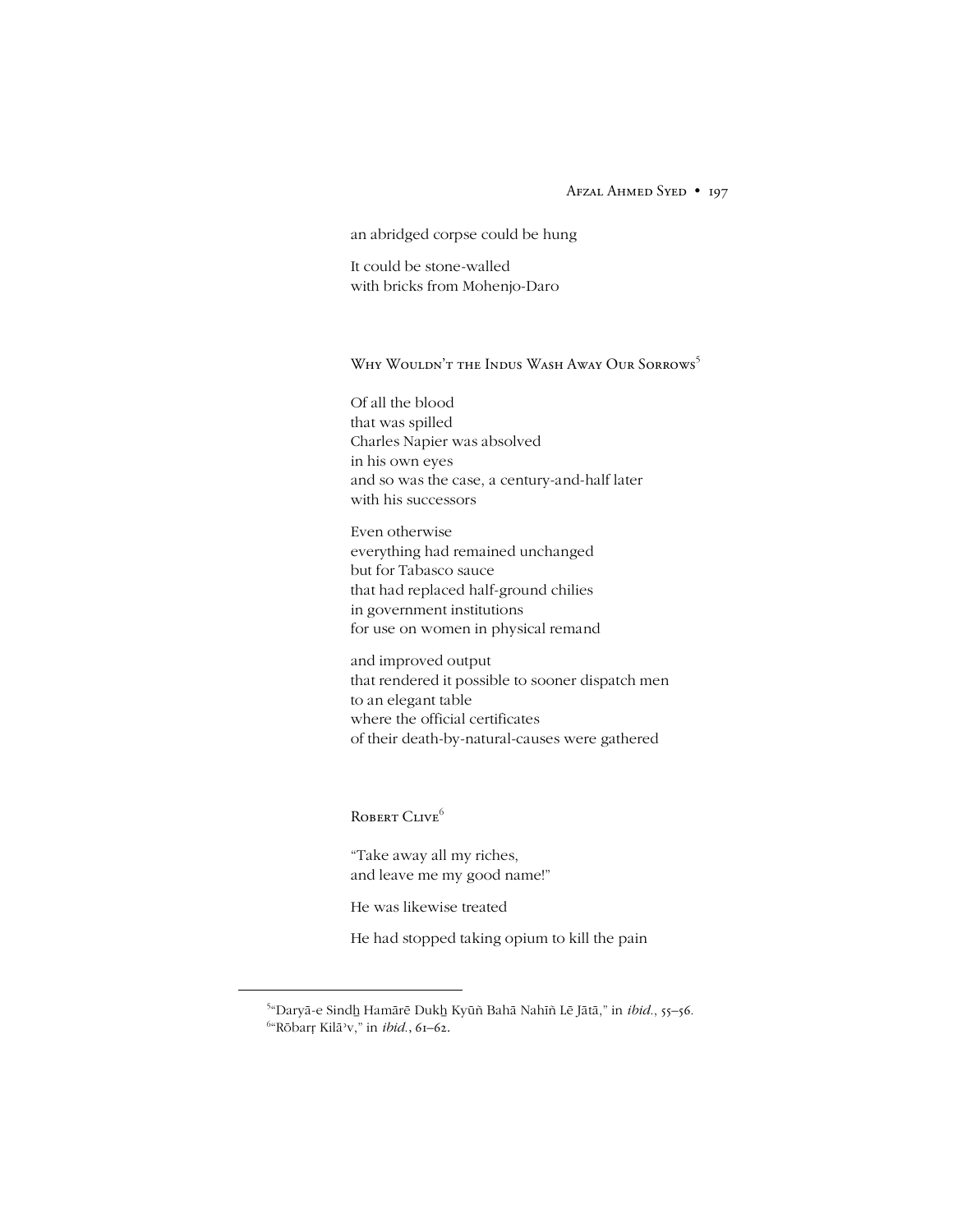an abridged corpse could be hung

It could be stone-walled
with bricks from Mohenjo-Daro

## Why Wouldn't the Indus Wash Away Our Sorrows[5]

Of all the blood
that was spilled
Charles Napier was absolved
in his own eyes
and so was the case, a century-and-half later
with his successors

Even otherwise
everything had remained unchanged
but for Tabasco sauce
that had replaced half-ground chilies
in government institutions
for use on women in physical remand

and improved output
that rendered it possible to sooner dispatch men
to an elegant table
where the official certificates
of their death-by-natural-causes were gathered

## Robert Clive[6]

"Take away all my riches,
and leave me my good name!"

He was likewise treated

He had stopped taking opium to kill the pain

---

[5]"Daryā-e Sindh̲ Hamārē Dukh̲ Kyūñ Bahā Nahīñ Lē Jātā," in *ibid.*, 55–56.

[6]"Rōbarṛ Kilāʾv," in *ibid.*, 61–62.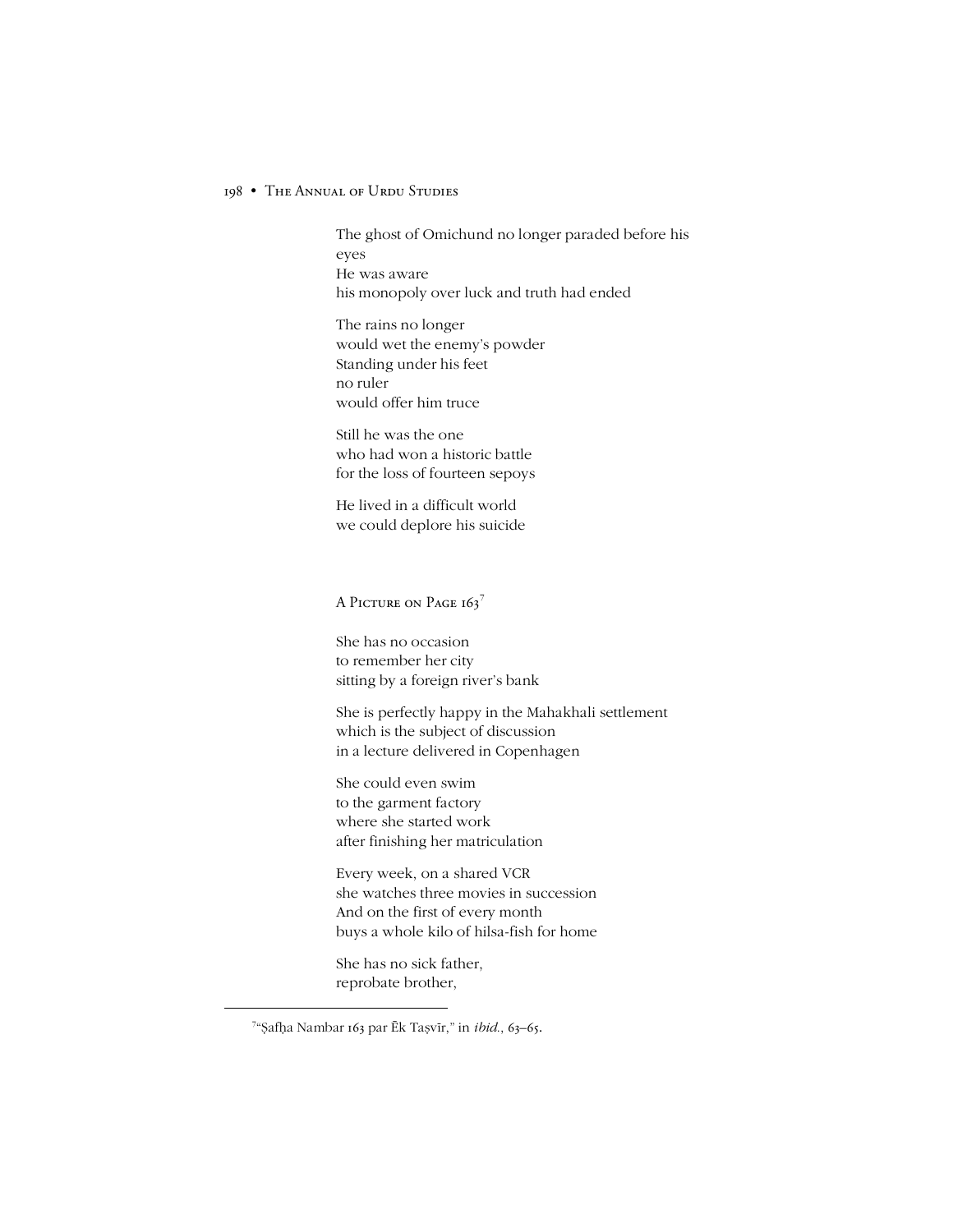The ghost of Omichund no longer paraded before his eyes
He was aware
his monopoly over luck and truth had ended

The rains no longer
would wet the enemy's powder
Standing under his feet
no ruler
would offer him truce

Still he was the one
who had won a historic battle
for the loss of fourteen sepoys

He lived in a difficult world
we could deplore his suicide

## A Picture on Page 163[7]

She has no occasion
to remember her city
sitting by a foreign river's bank

She is perfectly happy in the Mahakhali settlement
which is the subject of discussion
in a lecture delivered in Copenhagen

She could even swim
to the garment factory
where she started work
after finishing her matriculation

Every week, on a shared VCR
she watches three movies in succession
And on the first of every month
buys a whole kilo of hilsa-fish for home

She has no sick father,
reprobate brother,

---

[7] "Ṣafḥa Nambar 163 par Ēk Taṣvīr," in *ibid.*, 63–65.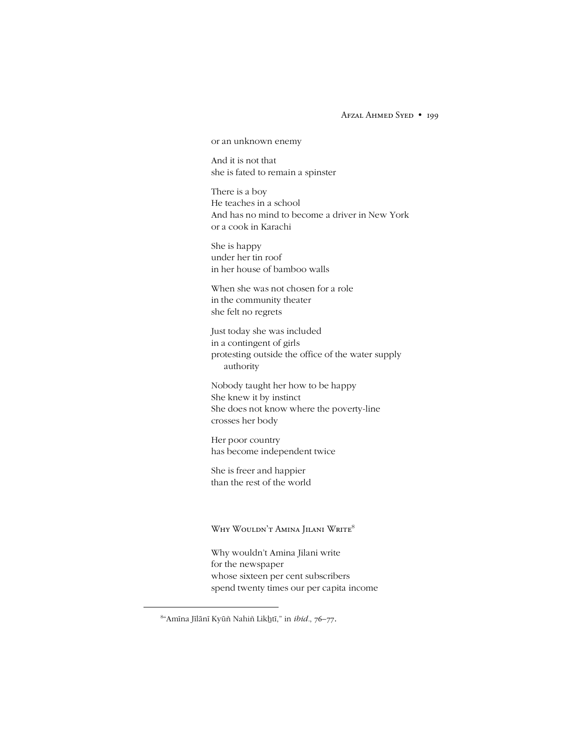or an unknown enemy

And it is not that
she is fated to remain a spinster

There is a boy
He teaches in a school
And has no mind to become a driver in New York
or a cook in Karachi

She is happy
under her tin roof
in her house of bamboo walls

When she was not chosen for a role
in the community theater
she felt no regrets

Just today she was included
in a contingent of girls
protesting outside the office of the water supply
authority

Nobody taught her how to be happy
She knew it by instinct
She does not know where the poverty-line
crosses her body

Her poor country
has become independent twice

She is freer and happier
than the rest of the world

## Why Wouldn't Amina Jilani Write[8]

Why wouldn't Amina Jilani write
for the newspaper
whose sixteen per cent subscribers
spend twenty times our per capita income

---

[8]"Amīna Jīlānī Kyūṅ Nahiṅ Likh̲tī," in *ibid.*, 76–77.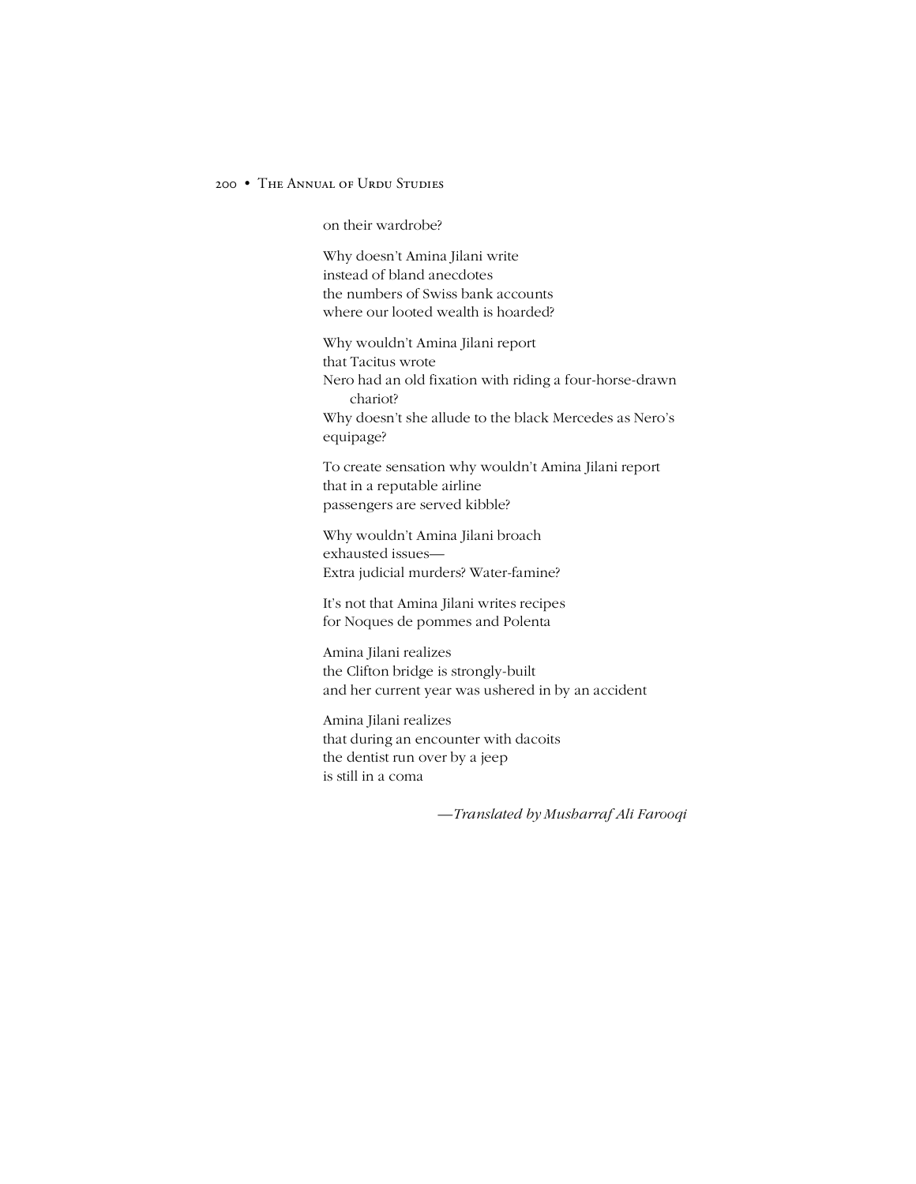on their wardrobe?

Why doesn't Amina Jilani write  
instead of bland anecdotes  
the numbers of Swiss bank accounts  
where our looted wealth is hoarded?

Why wouldn't Amina Jilani report  
that Tacitus wrote  
Nero had an old fixation with riding a four-horse-drawn chariot?  
Why doesn't she allude to the black Mercedes as Nero's equipage?

To create sensation why wouldn't Amina Jilani report  
that in a reputable airline  
passengers are served kibble?

Why wouldn't Amina Jilani broach  
exhausted issues—  
Extra judicial murders? Water-famine?

It's not that Amina Jilani writes recipes  
for Noques de pommes and Polenta

Amina Jilani realizes  
the Clifton bridge is strongly-built  
and her current year was ushered in by an accident

Amina Jilani realizes  
that during an encounter with dacoits  
the dentist run over by a jeep  
is still in a coma

—*Translated by Musharraf Ali Farooqi*